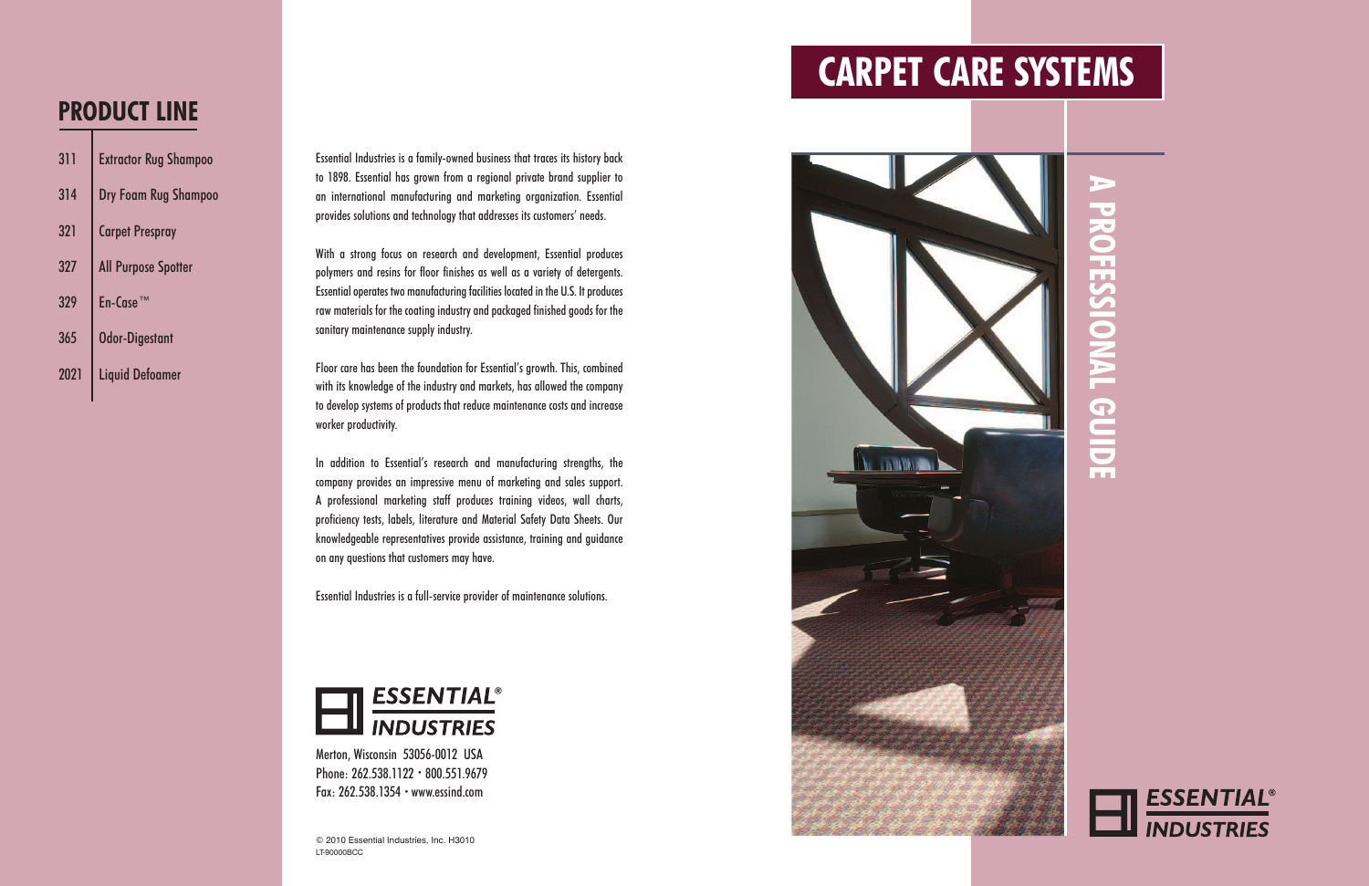## PRODUCT LINE

| | |
|---|---|
| 311 | Extractor Rug Shampoo |
| 314 | Dry Foam Rug Shampoo |
| 321 | Carpet Prespray |
| 327 | All Purpose Spotter |
| 329 | En-Case™ |
| 365 | Odor-Digestant |
| 2021 | Liquid Defoamer |

Essential Industries is a family-owned business that traces its history back to 1898. Essential has grown from a regional private brand supplier to an international manufacturing and marketing organization. Essential provides solutions and technology that addresses its customers' needs.

With a strong focus on research and development, Essential produces polymers and resins for floor finishes as well as a variety of detergents. Essential operates two manufacturing facilities located in the U.S. It produces raw materials for the coating industry and packaged finished goods for the sanitary maintenance supply industry.

Floor care has been the foundation for Essential's growth. This, combined with its knowledge of the industry and markets, has allowed the company to develop systems of products that reduce maintenance costs and increase worker productivity.

In addition to Essential's research and manufacturing strengths, the company provides an impressive menu of marketing and sales support. A professional marketing staff produces training videos, wall charts, proficiency tests, labels, literature and Material Safety Data Sheets. Our knowledgeable representatives provide assistance, training and guidance on any questions that customers may have.

Essential Industries is a full-service provider of maintenance solutions.

**ESSENTIAL® INDUSTRIES**

Merton, Wisconsin 53056-0012 USA
Phone: 262.538.1122 • 800.551.9679
Fax: 262.538.1354 • www.essind.com

© 2010 Essential Industries, Inc. H3010
LT-90000BCC

# CARPET CARE SYSTEMS

## A PROFESSIONAL GUIDE

**ESSENTIAL® INDUSTRIES**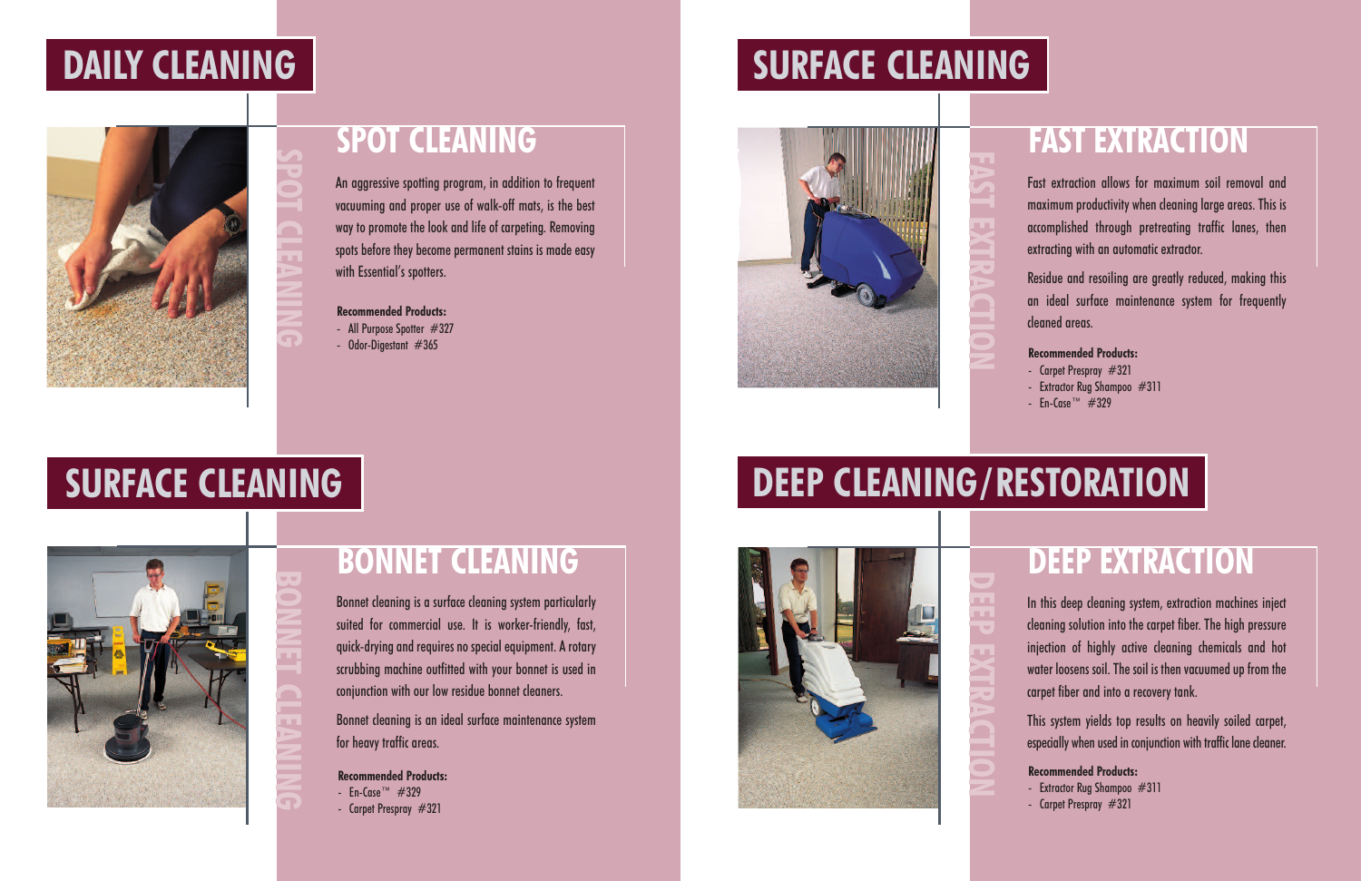# DAILY CLEANING

## SPOT CLEANING

An aggressive spotting program, in addition to frequent vacuuming and proper use of walk-off mats, is the best way to promote the look and life of carpeting. Removing spots before they become permanent stains is made easy with Essential's spotters.

**Recommended Products:**

- All Purpose Spotter #327
- Odor-Digestant #365

# SURFACE CLEANING

## BONNET CLEANING

Bonnet cleaning is a surface cleaning system particularly suited for commercial use. It is worker-friendly, fast, quick-drying and requires no special equipment. A rotary scrubbing machine outfitted with your bonnet is used in conjunction with our low residue bonnet cleaners.

Bonnet cleaning is an ideal surface maintenance system for heavy traffic areas.

**Recommended Products:**

- En-Case™ #329
- Carpet Prespray #321

# SURFACE CLEANING

## FAST EXTRACTION

Fast extraction allows for maximum soil removal and maximum productivity when cleaning large areas. This is accomplished through pretreating traffic lanes, then extracting with an automatic extractor.

Residue and resoiling are greatly reduced, making this an ideal surface maintenance system for frequently cleaned areas.

**Recommended Products:**

- Carpet Prespray #321
- Extractor Rug Shampoo #311
- En-Case™ #329

# DEEP CLEANING/RESTORATION

## DEEP EXTRACTION

In this deep cleaning system, extraction machines inject cleaning solution into the carpet fiber. The high pressure injection of highly active cleaning chemicals and hot water loosens soil. The soil is then vacuumed up from the carpet fiber and into a recovery tank.

This system yields top results on heavily soiled carpet, especially when used in conjunction with traffic lane cleaner.

**Recommended Products:**

- Extractor Rug Shampoo #311
- Carpet Prespray #321